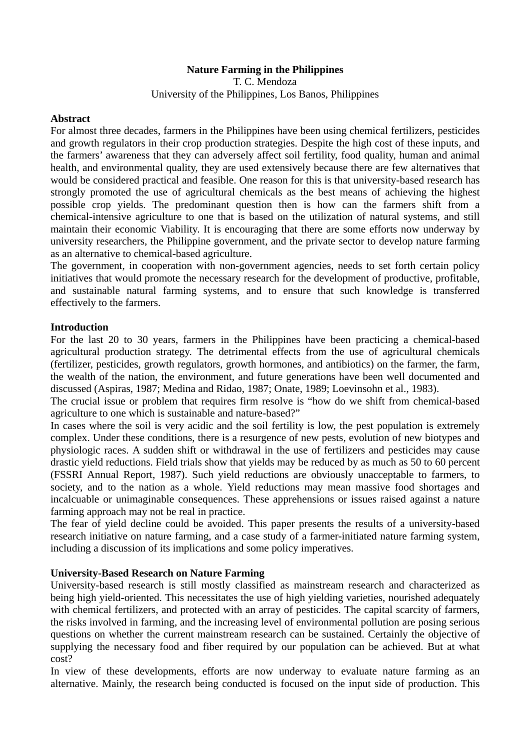# Nature Farming in the Philippines

T. C. Mendoza

University of the Philippines, Los Banos, Philippines

## Abstract

For almost three decades, farmers in the Philippines have been using chemical fertilizers, pesticides and growth regulators in their crop production strategies. Despite the high cost of these inputs, and the farmers' awareness that they can adversely affect soil fertility, food quality, human and animal health, and environmental quality, they are used extensively because there are few alternatives that would be considered practical and feasible. One reason for this is that university-based research has strongly promoted the use of agricultural chemicals as the best means of achieving the highest possible crop yields. The predominant question then is how can the farmers shift from a chemical-intensive agriculture to one that is based on the utilization of natural systems, and still maintain their economic Viability. It is encouraging that there are some efforts now underway by university researchers, the Philippine government, and the private sector to develop nature farming as an alternative to chemical-based agriculture.

The government, in cooperation with non-government agencies, needs to set forth certain policy initiatives that would promote the necessary research for the development of productive, profitable, and sustainable natural farming systems, and to ensure that such knowledge is transferred effectively to the farmers.

## Introduction

For the last 20 to 30 years, farmers in the Philippines have been practicing a chemical-based agricultural production strategy. The detrimental effects from the use of agricultural chemicals (fertilizer, pesticides, growth regulators, growth hormones, and antibiotics) on the farmer, the farm, the wealth of the nation, the environment, and future generations have been well documented and discussed (Aspiras, 1987; Medina and Ridao, 1987; Onate, 1989; Loevinsohn et al., 1983).

The crucial issue or problem that requires firm resolve is "how do we shift from chemical-based agriculture to one which is sustainable and nature-based?"

In cases where the soil is very acidic and the soil fertility is low, the pest population is extremely complex. Under these conditions, there is a resurgence of new pests, evolution of new biotypes and physiologic races. A sudden shift or withdrawal in the use of fertilizers and pesticides may cause drastic yield reductions. Field trials show that yields may be reduced by as much as 50 to 60 percent (FSSRI Annual Report, 1987). Such yield reductions are obviously unacceptable to farmers, to society, and to the nation as a whole. Yield reductions may mean massive food shortages and incalcuable or unimaginable consequences. These apprehensions or issues raised against a nature farming approach may not be real in practice.

The fear of yield decline could be avoided. This paper presents the results of a university-based research initiative on nature farming, and a case study of a farmer-initiated nature farming system, including a discussion of its implications and some policy imperatives.

## University-Based Research on Nature Farming

University-based research is still mostly classified as mainstream research and characterized as being high yield-oriented. This necessitates the use of high yielding varieties, nourished adequately with chemical fertilizers, and protected with an array of pesticides. The capital scarcity of farmers, the risks involved in farming, and the increasing level of environmental pollution are posing serious questions on whether the current mainstream research can be sustained. Certainly the objective of supplying the necessary food and fiber required by our population can be achieved. But at what cost?

In view of these developments, efforts are now underway to evaluate nature farming as an alternative. Mainly, the research being conducted is focused on the input side of production. This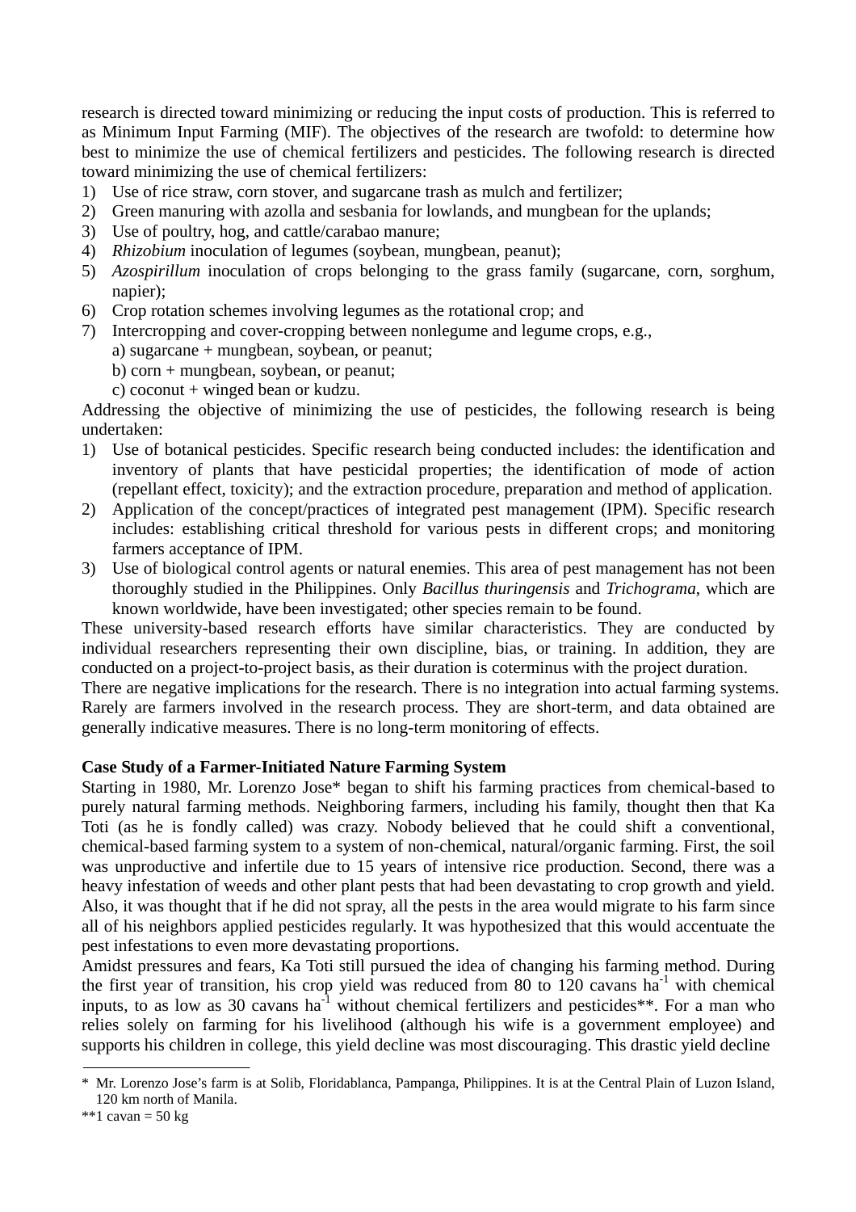research is directed toward minimizing or reducing the input costs of production. This is referred to as Minimum Input Farming (MIF). The objectives of the research are twofold: to determine how best to minimize the use of chemical fertilizers and pesticides. The following research is directed toward minimizing the use of chemical fertilizers:

1) Use of rice straw, corn stover, and sugarcane trash as mulch and fertilizer;
2) Green manuring with azolla and sesbania for lowlands, and mungbean for the uplands;
3) Use of poultry, hog, and cattle/carabao manure;
4) *Rhizobium* inoculation of legumes (soybean, mungbean, peanut);
5) *Azospirillum* inoculation of crops belonging to the grass family (sugarcane, corn, sorghum, napier);
6) Crop rotation schemes involving legumes as the rotational crop; and
7) Intercropping and cover-cropping between nonlegume and legume crops, e.g.,
   a) sugarcane + mungbean, soybean, or peanut;
   b) corn + mungbean, soybean, or peanut;
   c) coconut + winged bean or kudzu.

Addressing the objective of minimizing the use of pesticides, the following research is being undertaken:

1) Use of botanical pesticides. Specific research being conducted includes: the identification and inventory of plants that have pesticidal properties; the identification of mode of action (repellant effect, toxicity); and the extraction procedure, preparation and method of application.
2) Application of the concept/practices of integrated pest management (IPM). Specific research includes: establishing critical threshold for various pests in different crops; and monitoring farmers acceptance of IPM.
3) Use of biological control agents or natural enemies. This area of pest management has not been thoroughly studied in the Philippines. Only *Bacillus thuringensis* and *Trichograma*, which are known worldwide, have been investigated; other species remain to be found.

These university-based research efforts have similar characteristics. They are conducted by individual researchers representing their own discipline, bias, or training. In addition, they are conducted on a project-to-project basis, as their duration is coterminus with the project duration.

There are negative implications for the research. There is no integration into actual farming systems. Rarely are farmers involved in the research process. They are short-term, and data obtained are generally indicative measures. There is no long-term monitoring of effects.

**Case Study of a Farmer-Initiated Nature Farming System**

Starting in 1980, Mr. Lorenzo Jose* began to shift his farming practices from chemical-based to purely natural farming methods. Neighboring farmers, including his family, thought then that Ka Toti (as he is fondly called) was crazy. Nobody believed that he could shift a conventional, chemical-based farming system to a system of non-chemical, natural/organic farming. First, the soil was unproductive and infertile due to 15 years of intensive rice production. Second, there was a heavy infestation of weeds and other plant pests that had been devastating to crop growth and yield. Also, it was thought that if he did not spray, all the pests in the area would migrate to his farm since all of his neighbors applied pesticides regularly. It was hypothesized that this would accentuate the pest infestations to even more devastating proportions.

Amidst pressures and fears, Ka Toti still pursued the idea of changing his farming method. During the first year of transition, his crop yield was reduced from 80 to 120 cavans $ha^{-1}$ with chemical inputs, to as low as 30 cavans $ha^{-1}$ without chemical fertilizers and pesticides**. For a man who relies solely on farming for his livelihood (although his wife is a government employee) and supports his children in college, this yield decline was most discouraging. This drastic yield decline

---

* Mr. Lorenzo Jose's farm is at Solib, Floridablanca, Pampanga, Philippines. It is at the Central Plain of Luzon Island, 120 km north of Manila.

**1 cavan = 50 kg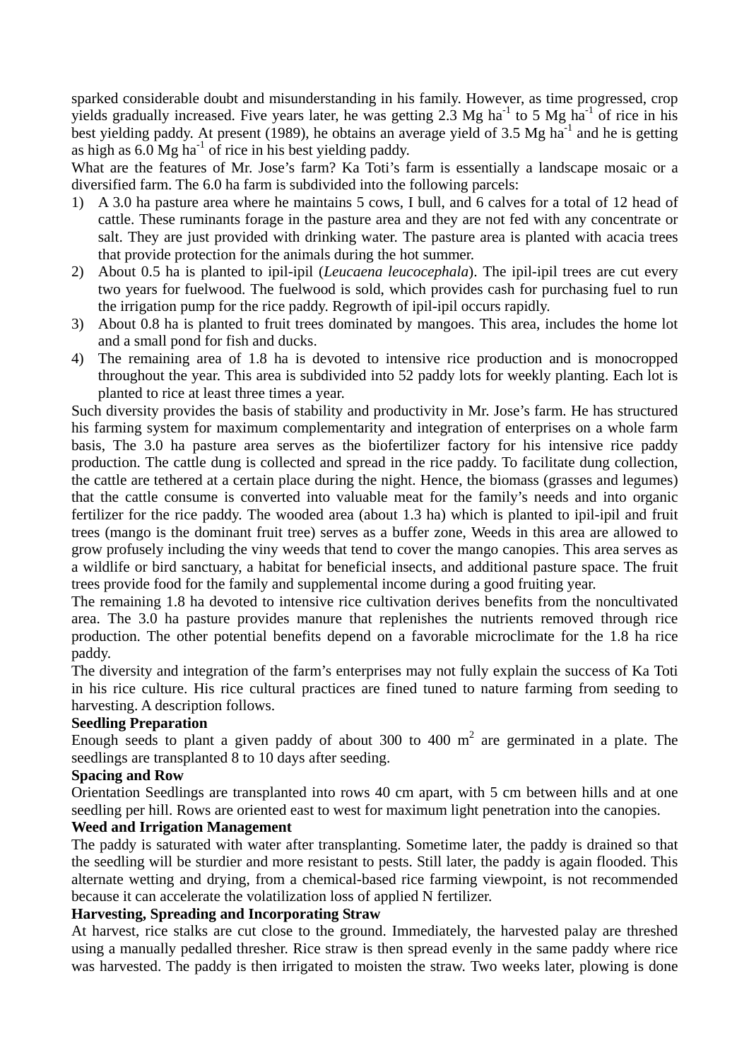sparked considerable doubt and misunderstanding in his family. However, as time progressed, crop yields gradually increased. Five years later, he was getting 2.3 Mg $ha^{-1}$ to 5 Mg $ha^{-1}$ of rice in his best yielding paddy. At present (1989), he obtains an average yield of 3.5 Mg $ha^{-1}$ and he is getting as high as 6.0 Mg $ha^{-1}$ of rice in his best yielding paddy.

What are the features of Mr. Jose's farm? Ka Toti's farm is essentially a landscape mosaic or a diversified farm. The 6.0 ha farm is subdivided into the following parcels:

1) A 3.0 ha pasture area where he maintains 5 cows, I bull, and 6 calves for a total of 12 head of cattle. These ruminants forage in the pasture area and they are not fed with any concentrate or salt. They are just provided with drinking water. The pasture area is planted with acacia trees that provide protection for the animals during the hot summer.
2) About 0.5 ha is planted to ipil-ipil (*Leucaena leucocephala*). The ipil-ipil trees are cut every two years for fuelwood. The fuelwood is sold, which provides cash for purchasing fuel to run the irrigation pump for the rice paddy. Regrowth of ipil-ipil occurs rapidly.
3) About 0.8 ha is planted to fruit trees dominated by mangoes. This area, includes the home lot and a small pond for fish and ducks.
4) The remaining area of 1.8 ha is devoted to intensive rice production and is monocropped throughout the year. This area is subdivided into 52 paddy lots for weekly planting. Each lot is planted to rice at least three times a year.

Such diversity provides the basis of stability and productivity in Mr. Jose's farm. He has structured his farming system for maximum complementarity and integration of enterprises on a whole farm basis, The 3.0 ha pasture area serves as the biofertilizer factory for his intensive rice paddy production. The cattle dung is collected and spread in the rice paddy. To facilitate dung collection, the cattle are tethered at a certain place during the night. Hence, the biomass (grasses and legumes) that the cattle consume is converted into valuable meat for the family's needs and into organic fertilizer for the rice paddy. The wooded area (about 1.3 ha) which is planted to ipil-ipil and fruit trees (mango is the dominant fruit tree) serves as a buffer zone, Weeds in this area are allowed to grow profusely including the viny weeds that tend to cover the mango canopies. This area serves as a wildlife or bird sanctuary, a habitat for beneficial insects, and additional pasture space. The fruit trees provide food for the family and supplemental income during a good fruiting year.

The remaining 1.8 ha devoted to intensive rice cultivation derives benefits from the noncultivated area. The 3.0 ha pasture provides manure that replenishes the nutrients removed through rice production. The other potential benefits depend on a favorable microclimate for the 1.8 ha rice paddy.

The diversity and integration of the farm's enterprises may not fully explain the success of Ka Toti in his rice culture. His rice cultural practices are fined tuned to nature farming from seeding to harvesting. A description follows.

**Seedling Preparation**

Enough seeds to plant a given paddy of about 300 to 400 $m^2$ are germinated in a plate. The seedlings are transplanted 8 to 10 days after seeding.

**Spacing and Row**

Orientation Seedlings are transplanted into rows 40 cm apart, with 5 cm between hills and at one seedling per hill. Rows are oriented east to west for maximum light penetration into the canopies.

**Weed and Irrigation Management**

The paddy is saturated with water after transplanting. Sometime later, the paddy is drained so that the seedling will be sturdier and more resistant to pests. Still later, the paddy is again flooded. This alternate wetting and drying, from a chemical-based rice farming viewpoint, is not recommended because it can accelerate the volatilization loss of applied N fertilizer.

**Harvesting, Spreading and Incorporating Straw**

At harvest, rice stalks are cut close to the ground. Immediately, the harvested palay are threshed using a manually pedalled thresher. Rice straw is then spread evenly in the same paddy where rice was harvested. The paddy is then irrigated to moisten the straw. Two weeks later, plowing is done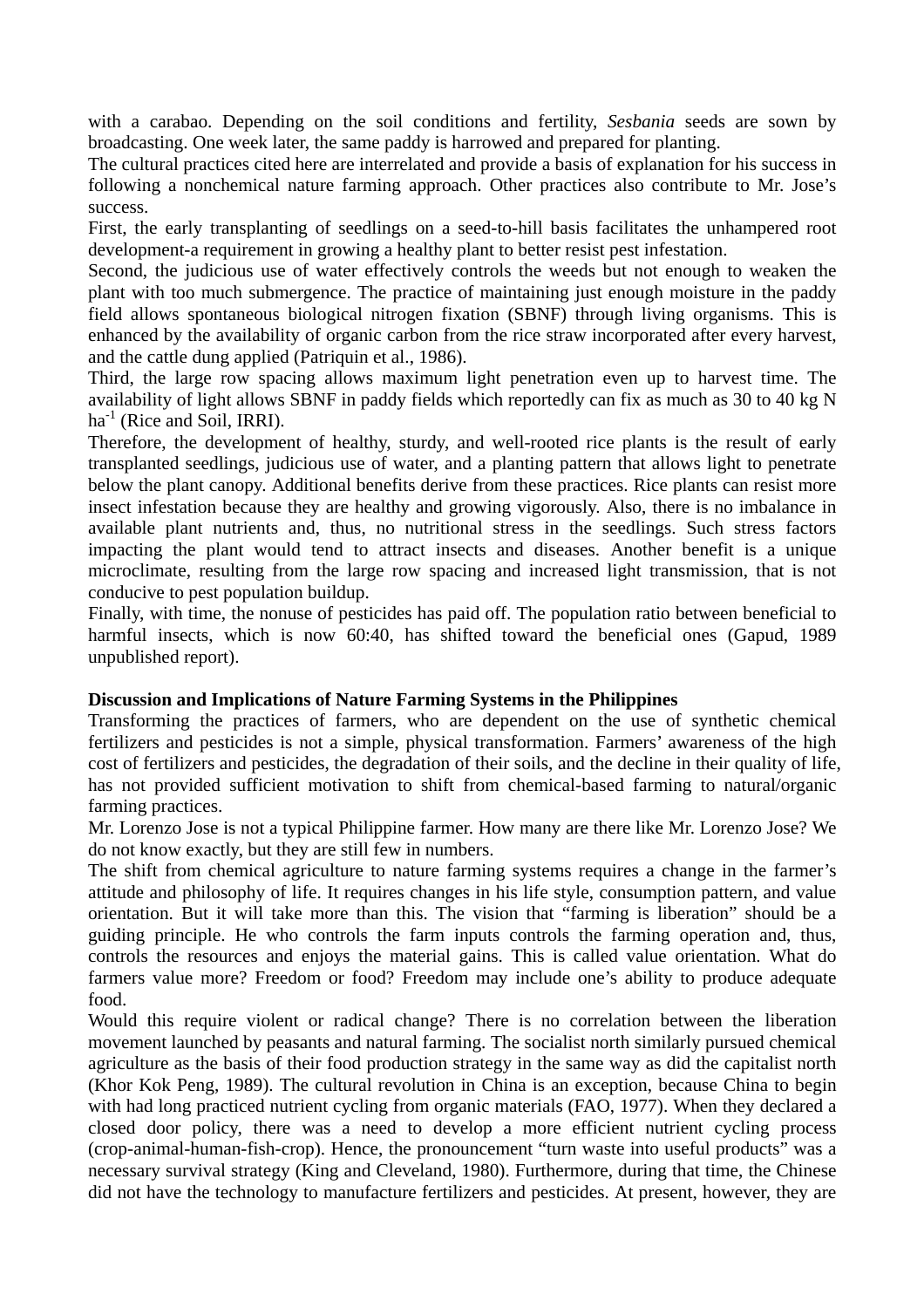with a carabao. Depending on the soil conditions and fertility, *Sesbania* seeds are sown by broadcasting. One week later, the same paddy is harrowed and prepared for planting.

The cultural practices cited here are interrelated and provide a basis of explanation for his success in following a nonchemical nature farming approach. Other practices also contribute to Mr. Jose's success.

First, the early transplanting of seedlings on a seed-to-hill basis facilitates the unhampered root development-a requirement in growing a healthy plant to better resist pest infestation.

Second, the judicious use of water effectively controls the weeds but not enough to weaken the plant with too much submergence. The practice of maintaining just enough moisture in the paddy field allows spontaneous biological nitrogen fixation (SBNF) through living organisms. This is enhanced by the availability of organic carbon from the rice straw incorporated after every harvest, and the cattle dung applied (Patriquin et al., 1986).

Third, the large row spacing allows maximum light penetration even up to harvest time. The availability of light allows SBNF in paddy fields which reportedly can fix as much as 30 to 40 kg N $ha^{-1}$ (Rice and Soil, IRRI).

Therefore, the development of healthy, sturdy, and well-rooted rice plants is the result of early transplanted seedlings, judicious use of water, and a planting pattern that allows light to penetrate below the plant canopy. Additional benefits derive from these practices. Rice plants can resist more insect infestation because they are healthy and growing vigorously. Also, there is no imbalance in available plant nutrients and, thus, no nutritional stress in the seedlings. Such stress factors impacting the plant would tend to attract insects and diseases. Another benefit is a unique microclimate, resulting from the large row spacing and increased light transmission, that is not conducive to pest population buildup.

Finally, with time, the nonuse of pesticides has paid off. The population ratio between beneficial to harmful insects, which is now 60:40, has shifted toward the beneficial ones (Gapud, 1989 unpublished report).

**Discussion and Implications of Nature Farming Systems in the Philippines**

Transforming the practices of farmers, who are dependent on the use of synthetic chemical fertilizers and pesticides is not a simple, physical transformation. Farmers' awareness of the high cost of fertilizers and pesticides, the degradation of their soils, and the decline in their quality of life, has not provided sufficient motivation to shift from chemical-based farming to natural/organic farming practices.

Mr. Lorenzo Jose is not a typical Philippine farmer. How many are there like Mr. Lorenzo Jose? We do not know exactly, but they are still few in numbers.

The shift from chemical agriculture to nature farming systems requires a change in the farmer's attitude and philosophy of life. It requires changes in his life style, consumption pattern, and value orientation. But it will take more than this. The vision that "farming is liberation" should be a guiding principle. He who controls the farm inputs controls the farming operation and, thus, controls the resources and enjoys the material gains. This is called value orientation. What do farmers value more? Freedom or food? Freedom may include one's ability to produce adequate food.

Would this require violent or radical change? There is no correlation between the liberation movement launched by peasants and natural farming. The socialist north similarly pursued chemical agriculture as the basis of their food production strategy in the same way as did the capitalist north (Khor Kok Peng, 1989). The cultural revolution in China is an exception, because China to begin with had long practiced nutrient cycling from organic materials (FAO, 1977). When they declared a closed door policy, there was a need to develop a more efficient nutrient cycling process (crop-animal-human-fish-crop). Hence, the pronouncement "turn waste into useful products" was a necessary survival strategy (King and Cleveland, 1980). Furthermore, during that time, the Chinese did not have the technology to manufacture fertilizers and pesticides. At present, however, they are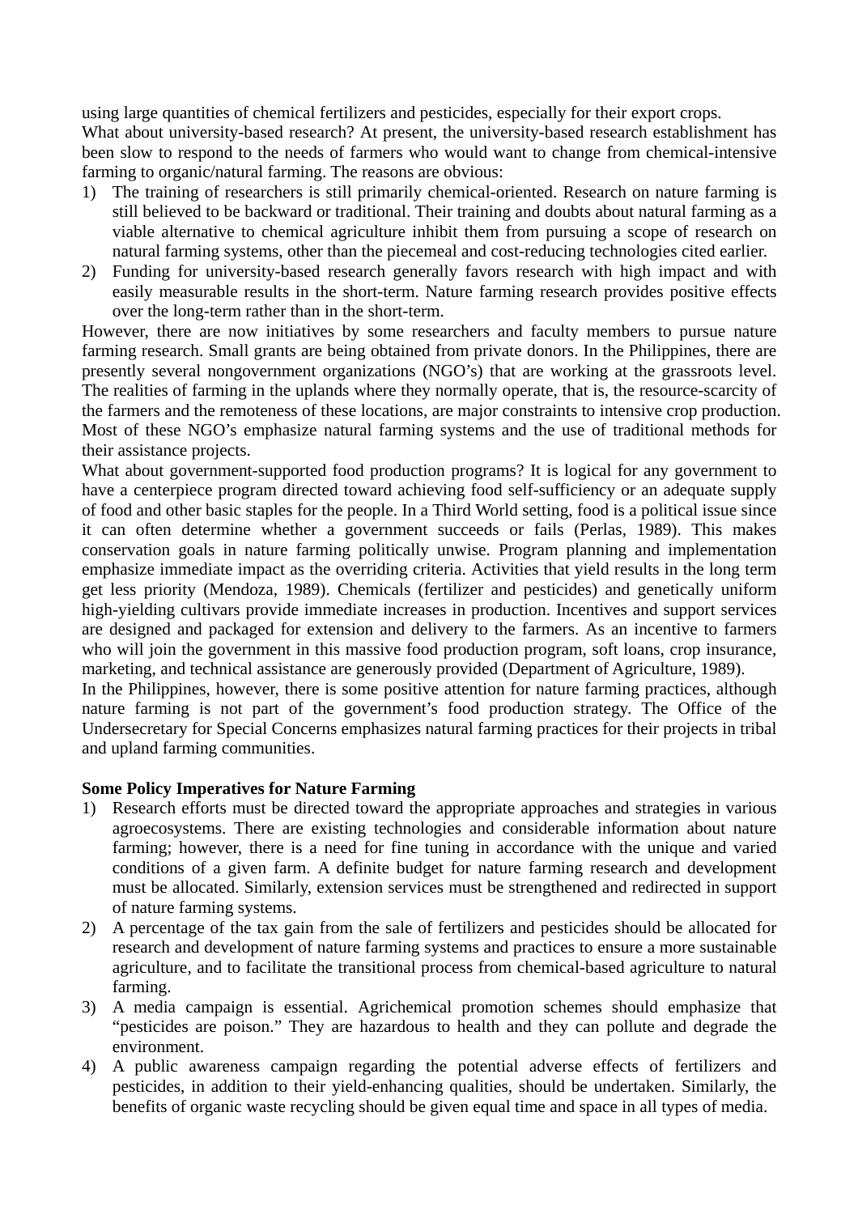using large quantities of chemical fertilizers and pesticides, especially for their export crops.

What about university-based research? At present, the university-based research establishment has been slow to respond to the needs of farmers who would want to change from chemical-intensive farming to organic/natural farming. The reasons are obvious:

1) The training of researchers is still primarily chemical-oriented. Research on nature farming is still believed to be backward or traditional. Their training and doubts about natural farming as a viable alternative to chemical agriculture inhibit them from pursuing a scope of research on natural farming systems, other than the piecemeal and cost-reducing technologies cited earlier.
2) Funding for university-based research generally favors research with high impact and with easily measurable results in the short-term. Nature farming research provides positive effects over the long-term rather than in the short-term.

However, there are now initiatives by some researchers and faculty members to pursue nature farming research. Small grants are being obtained from private donors. In the Philippines, there are presently several nongovernment organizations (NGO's) that are working at the grassroots level. The realities of farming in the uplands where they normally operate, that is, the resource-scarcity of the farmers and the remoteness of these locations, are major constraints to intensive crop production. Most of these NGO's emphasize natural farming systems and the use of traditional methods for their assistance projects.

What about government-supported food production programs? It is logical for any government to have a centerpiece program directed toward achieving food self-sufficiency or an adequate supply of food and other basic staples for the people. In a Third World setting, food is a political issue since it can often determine whether a government succeeds or fails (Perlas, 1989). This makes conservation goals in nature farming politically unwise. Program planning and implementation emphasize immediate impact as the overriding criteria. Activities that yield results in the long term get less priority (Mendoza, 1989). Chemicals (fertilizer and pesticides) and genetically uniform high-yielding cultivars provide immediate increases in production. Incentives and support services are designed and packaged for extension and delivery to the farmers. As an incentive to farmers who will join the government in this massive food production program, soft loans, crop insurance, marketing, and technical assistance are generously provided (Department of Agriculture, 1989).

In the Philippines, however, there is some positive attention for nature farming practices, although nature farming is not part of the government's food production strategy. The Office of the Undersecretary for Special Concerns emphasizes natural farming practices for their projects in tribal and upland farming communities.

**Some Policy Imperatives for Nature Farming**

1) Research efforts must be directed toward the appropriate approaches and strategies in various agroecosystems. There are existing technologies and considerable information about nature farming; however, there is a need for fine tuning in accordance with the unique and varied conditions of a given farm. A definite budget for nature farming research and development must be allocated. Similarly, extension services must be strengthened and redirected in support of nature farming systems.
2) A percentage of the tax gain from the sale of fertilizers and pesticides should be allocated for research and development of nature farming systems and practices to ensure a more sustainable agriculture, and to facilitate the transitional process from chemical-based agriculture to natural farming.
3) A media campaign is essential. Agrichemical promotion schemes should emphasize that "pesticides are poison." They are hazardous to health and they can pollute and degrade the environment.
4) A public awareness campaign regarding the potential adverse effects of fertilizers and pesticides, in addition to their yield-enhancing qualities, should be undertaken. Similarly, the benefits of organic waste recycling should be given equal time and space in all types of media.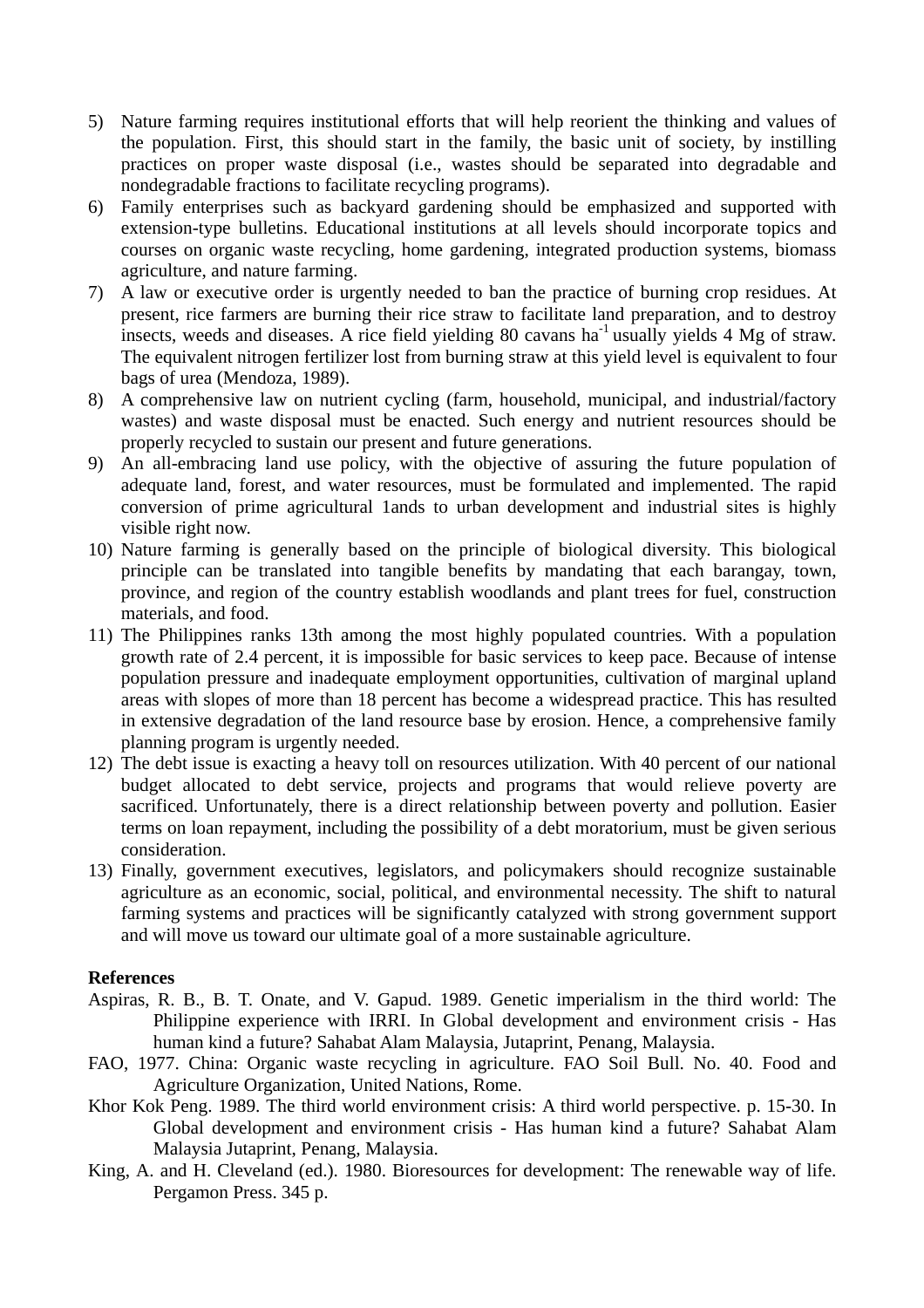5) Nature farming requires institutional efforts that will help reorient the thinking and values of the population. First, this should start in the family, the basic unit of society, by instilling practices on proper waste disposal (i.e., wastes should be separated into degradable and nondegradable fractions to facilitate recycling programs).
6) Family enterprises such as backyard gardening should be emphasized and supported with extension-type bulletins. Educational institutions at all levels should incorporate topics and courses on organic waste recycling, home gardening, integrated production systems, biomass agriculture, and nature farming.
7) A law or executive order is urgently needed to ban the practice of burning crop residues. At present, rice farmers are burning their rice straw to facilitate land preparation, and to destroy insects, weeds and diseases. A rice field yielding 80 cavans $ha^{-1}$ usually yields 4 Mg of straw. The equivalent nitrogen fertilizer lost from burning straw at this yield level is equivalent to four bags of urea (Mendoza, 1989).
8) A comprehensive law on nutrient cycling (farm, household, municipal, and industrial/factory wastes) and waste disposal must be enacted. Such energy and nutrient resources should be properly recycled to sustain our present and future generations.
9) An all-embracing land use policy, with the objective of assuring the future population of adequate land, forest, and water resources, must be formulated and implemented. The rapid conversion of prime agricultural 1ands to urban development and industrial sites is highly visible right now.
10) Nature farming is generally based on the principle of biological diversity. This biological principle can be translated into tangible benefits by mandating that each barangay, town, province, and region of the country establish woodlands and plant trees for fuel, construction materials, and food.
11) The Philippines ranks 13th among the most highly populated countries. With a population growth rate of 2.4 percent, it is impossible for basic services to keep pace. Because of intense population pressure and inadequate employment opportunities, cultivation of marginal upland areas with slopes of more than 18 percent has become a widespread practice. This has resulted in extensive degradation of the land resource base by erosion. Hence, a comprehensive family planning program is urgently needed.
12) The debt issue is exacting a heavy toll on resources utilization. With 40 percent of our national budget allocated to debt service, projects and programs that would relieve poverty are sacrificed. Unfortunately, there is a direct relationship between poverty and pollution. Easier terms on loan repayment, including the possibility of a debt moratorium, must be given serious consideration.
13) Finally, government executives, legislators, and policymakers should recognize sustainable agriculture as an economic, social, political, and environmental necessity. The shift to natural farming systems and practices will be significantly catalyzed with strong government support and will move us toward our ultimate goal of a more sustainable agriculture.

**References**

Aspiras, R. B., B. T. Onate, and V. Gapud. 1989. Genetic imperialism in the third world: The Philippine experience with IRRI. In Global development and environment crisis - Has human kind a future? Sahabat Alam Malaysia, Jutaprint, Penang, Malaysia.

FAO, 1977. China: Organic waste recycling in agriculture. FAO Soil Bull. No. 40. Food and Agriculture Organization, United Nations, Rome.

Khor Kok Peng. 1989. The third world environment crisis: A third world perspective. p. 15-30. In Global development and environment crisis - Has human kind a future? Sahabat Alam Malaysia Jutaprint, Penang, Malaysia.

King, A. and H. Cleveland (ed.). 1980. Bioresources for development: The renewable way of life. Pergamon Press. 345 p.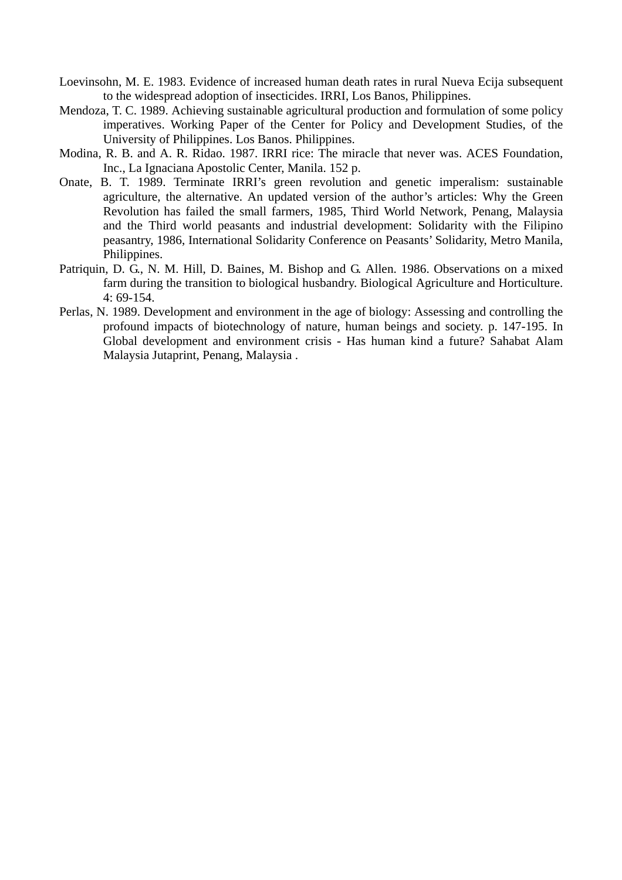Loevinsohn, M. E. 1983. Evidence of increased human death rates in rural Nueva Ecija subsequent to the widespread adoption of insecticides. IRRI, Los Banos, Philippines.

Mendoza, T. C. 1989. Achieving sustainable agricultural production and formulation of some policy imperatives. Working Paper of the Center for Policy and Development Studies, of the University of Philippines. Los Banos. Philippines.

Modina, R. B. and A. R. Ridao. 1987. IRRI rice: The miracle that never was. ACES Foundation, Inc., La Ignaciana Apostolic Center, Manila. 152 p.

Onate, B. T. 1989. Terminate IRRI's green revolution and genetic imperalism: sustainable agriculture, the alternative. An updated version of the author's articles: Why the Green Revolution has failed the small farmers, 1985, Third World Network, Penang, Malaysia and the Third world peasants and industrial development: Solidarity with the Filipino peasantry, 1986, International Solidarity Conference on Peasants' Solidarity, Metro Manila, Philippines.

Patriquin, D. G., N. M. Hill, D. Baines, M. Bishop and G. Allen. 1986. Observations on a mixed farm during the transition to biological husbandry. Biological Agriculture and Horticulture. 4: 69-154.

Perlas, N. 1989. Development and environment in the age of biology: Assessing and controlling the profound impacts of biotechnology of nature, human beings and society. p. 147-195. In Global development and environment crisis - Has human kind a future? Sahabat Alam Malaysia Jutaprint, Penang, Malaysia .